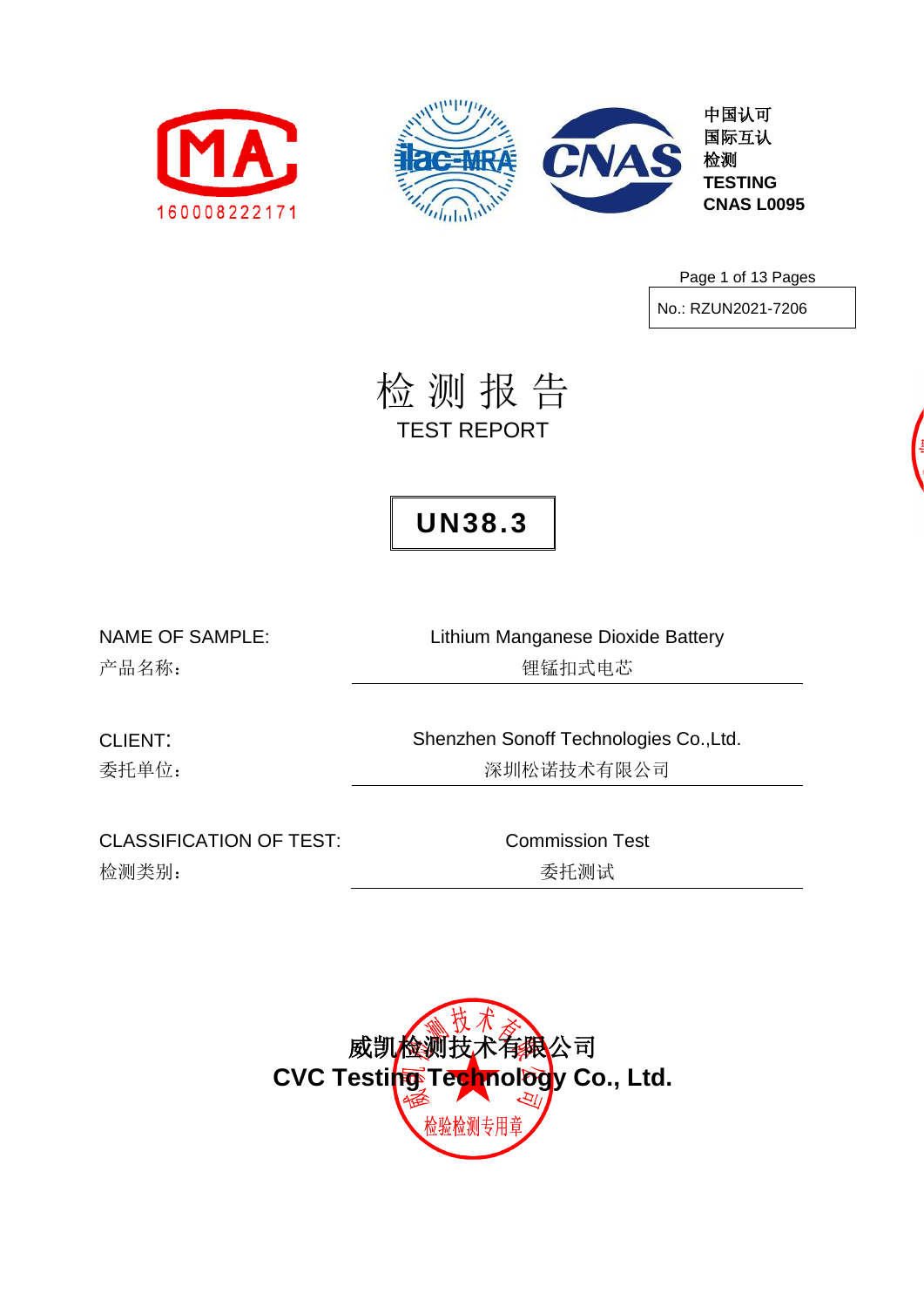160008222171

中国认可
国际互认
检测
TESTING
CNAS L0095

No.: RZUN2021-7206

# 检 测 报 告

# TEST REPORT

## UN38.3

| | |
|---|---|
| NAME OF SAMPLE:<br>产品名称： | Lithium Manganese Dioxide Battery<br>锂锰扣式电芯 |
| CLIENT:<br>委托单位： | Shenzhen Sonoff Technologies Co.,Ltd.<br>深圳松诺技术有限公司 |
| CLASSIFICATION OF TEST:<br>检测类别： | Commission Test<br>委托测试 |

**威凯检测技术有限公司**
**CVC Testing Technology Co., Ltd.**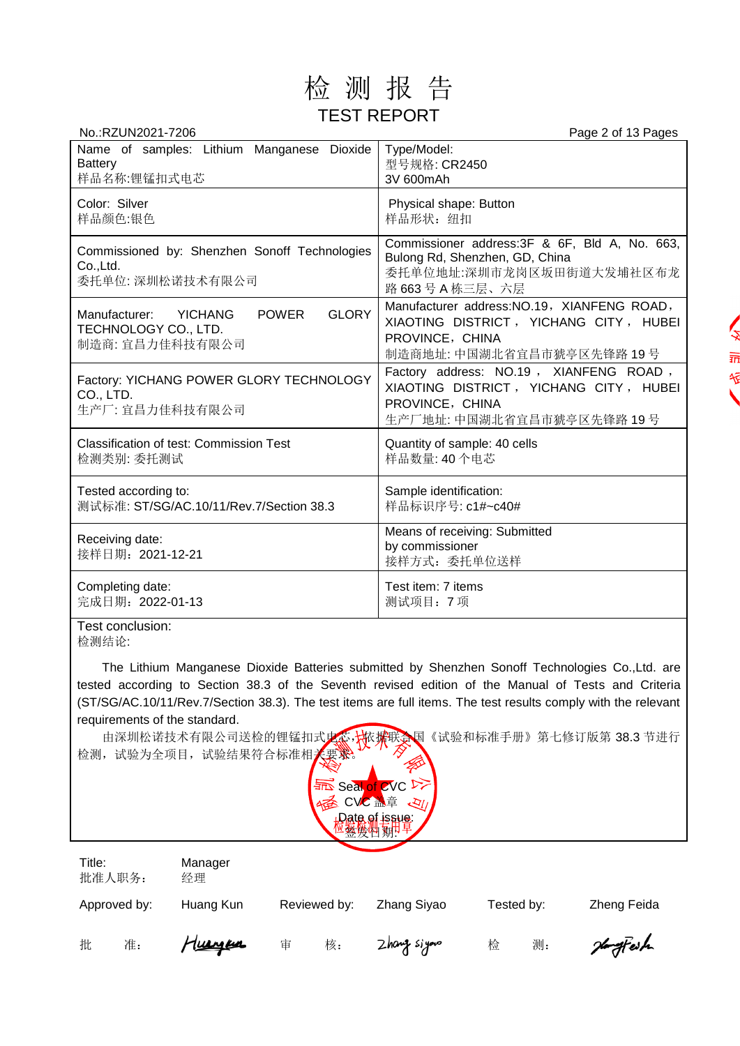# 检 测 报 告

## TEST REPORT

No.:RZUN2021-7206

| Name of samples: Lithium Manganese Dioxide Battery<br>样品名称:锂锰扣式电芯 | Type/Model:<br>型号规格: CR2450<br>3V 600mAh |
|---|---|
| Color: Silver<br>样品颜色:银色 | Physical shape: Button<br>样品形状：纽扣 |
| Commissioned by: Shenzhen Sonoff Technologies Co.,Ltd.<br>委托单位: 深圳松诺技术有限公司 | Commissioner address:3F & 6F, Bld A, No. 663, Bulong Rd, Shenzhen, GD, China<br>委托单位地址:深圳市龙岗区坂田街道大发埔社区布龙路 663 号 A 栋三层、六层 |
| Manufacturer: YICHANG POWER GLORY TECHNOLOGY CO., LTD.<br>制造商: 宜昌力佳科技有限公司 | Manufacturer address:NO.19，XIANFENG ROAD，XIAOTING DISTRICT，YICHANG CITY，HUBEI PROVINCE，CHINA<br>制造商地址: 中国湖北省宜昌市猇亭区先锋路 19 号 |
| Factory: YICHANG POWER GLORY TECHNOLOGY CO., LTD.<br>生产厂: 宜昌力佳科技有限公司 | Factory address: NO.19，XIANFENG ROAD，XIAOTING DISTRICT，YICHANG CITY，HUBEI PROVINCE，CHINA<br>生产厂地址: 中国湖北省宜昌市猇亭区先锋路 19 号 |
| Classification of test: Commission Test<br>检测类别: 委托测试 | Quantity of sample: 40 cells<br>样品数量: 40 个电芯 |
| Tested according to:<br>测试标准: ST/SG/AC.10/11/Rev.7/Section 38.3 | Sample identification:<br>样品标识序号: c1#~c40# |
| Receiving date:<br>接样日期：2021-12-21 | Means of receiving: Submitted by commissioner<br>接样方式：委托单位送样 |
| Completing date:<br>完成日期：2022-01-13 | Test item: 7 items<br>测试项目：7 项 |

Test conclusion:
检测结论:

The Lithium Manganese Dioxide Batteries submitted by Shenzhen Sonoff Technologies Co.,Ltd. are tested according to Section 38.3 of the Seventh revised edition of the Manual of Tests and Criteria (ST/SG/AC.10/11/Rev.7/Section 38.3). The test items are full items. The test results comply with the relevant requirements of the standard.

由深圳松诺技术有限公司送检的锂锰扣式电芯，依据联合国《试验和标准手册》第七修订版第 38.3 节进行检测，试验为全项目，试验结果符合标准相关要求。

Seal of CVC
CVC 盖章
Date of issue:
签发日期:

| Title:<br>批准人职务: | Manager<br>经理 | | | | |
|---|---|---|---|---|---|
| Approved by:<br>批 准: | Huang Kun | Reviewed by:<br>审 核: | Zhang Siyao | Tested by:<br>检 测: | Zheng Feida |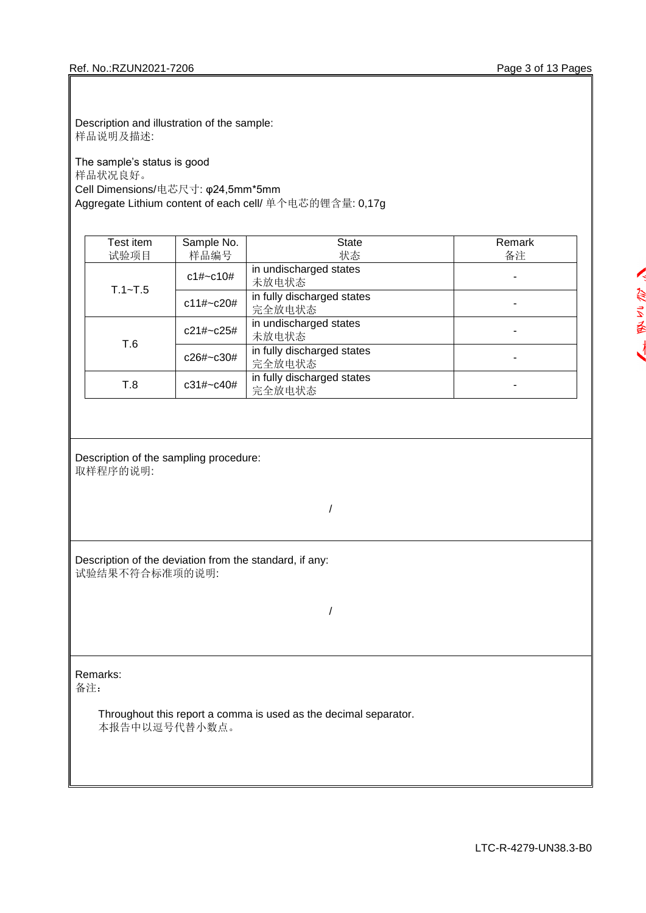Description and illustration of the sample:
样品说明及描述:

The sample's status is good
样品状况良好。
Cell Dimensions/电芯尺寸: φ24,5mm*5mm
Aggregate Lithium content of each cell/ 单个电芯的锂含量: 0,17g

| Test item 试验项目 | Sample No. 样品编号 | State 状态 | Remark 备注 |
|---|---|---|---|
| T.1~T.5 | c1#~c10# | in undischarged states 未放电状态 | - |
| | c11#~c20# | in fully discharged states 完全放电状态 | - |
| T.6 | c21#~c25# | in undischarged states 未放电状态 | - |
| | c26#~c30# | in fully discharged states 完全放电状态 | - |
| T.8 | c31#~c40# | in fully discharged states 完全放电状态 | - |

Description of the sampling procedure:
取样程序的说明:

/

Description of the deviation from the standard, if any:
试验结果不符合标准项的说明:

/

Remarks:
备注:

Throughout this report a comma is used as the decimal separator.
本报告中以逗号代替小数点。

LTC-R-4279-UN38.3-B0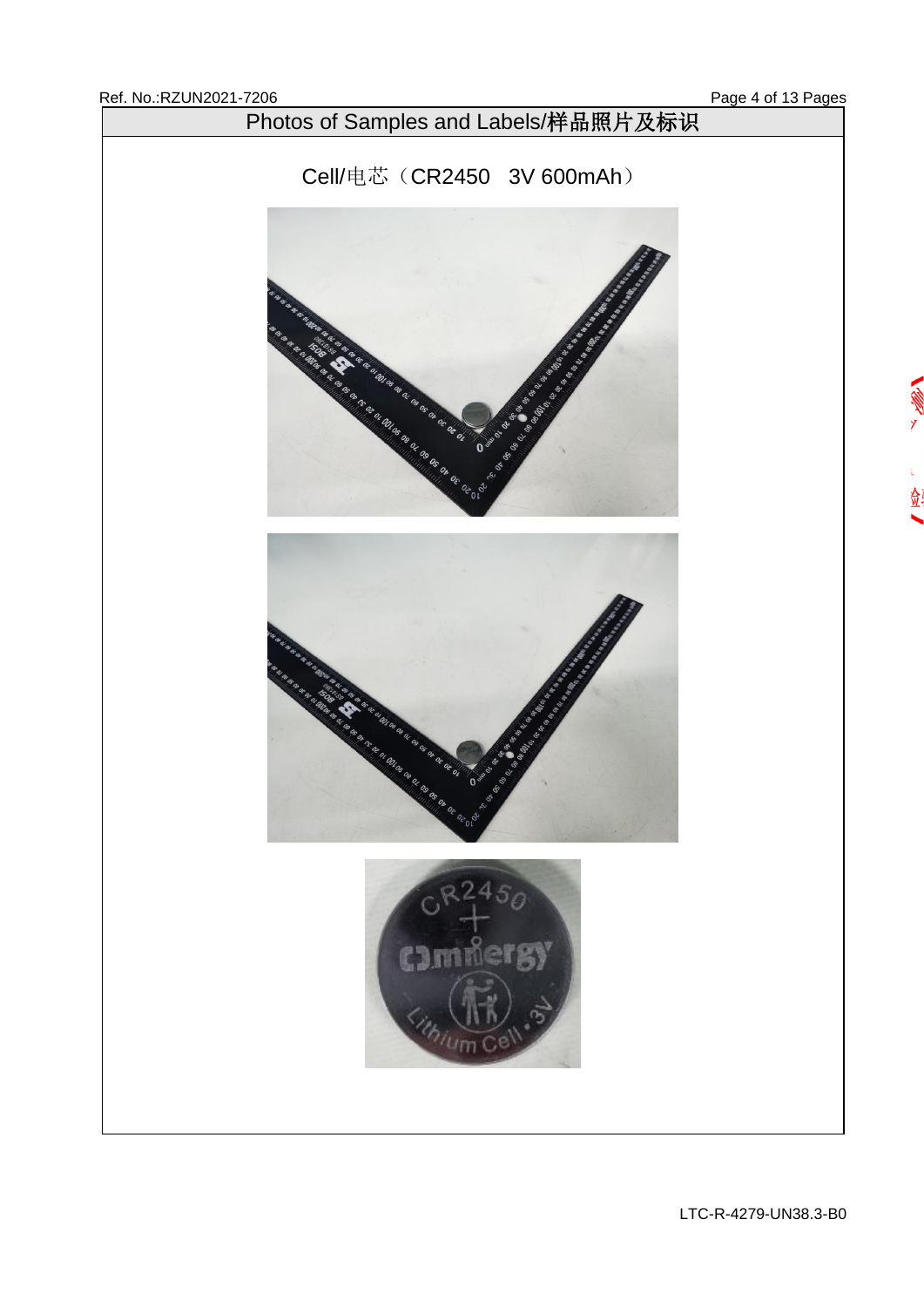## Photos of Samples and Labels/样品照片及标识

Cell/电芯（CR2450　3V 600mAh）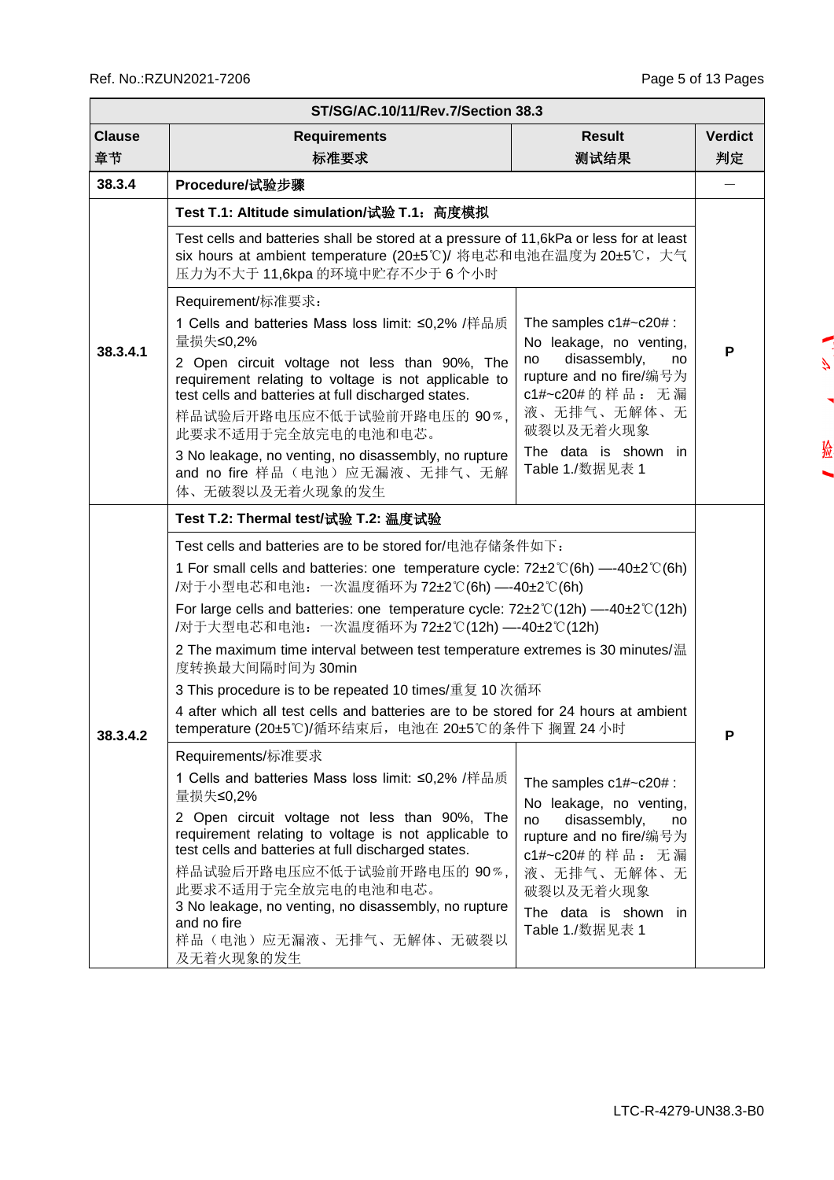| ST/SG/AC.10/11/Rev.7/Section 38.3 | | | |
|---|---|---|---|
| **Clause 章节** | **Requirements 标准要求** | **Result 测试结果** | **Verdict 判定** |
| **38.3.4** | **Procedure/试验步骤** | | — |
| **38.3.4.1** | **Test T.1: Altitude simulation/试验 T.1：高度模拟**<br><br>Test cells and batteries shall be stored at a pressure of 11,6kPa or less for at least six hours at ambient temperature (20±5℃)/ 将电芯和电池在温度为 20±5℃，大气压力为不大于 11,6kpa 的环境中贮存不少于 6 个小时<br><br>Requirement/标准要求：<br>1 Cells and batteries Mass loss limit: ≤0,2% /样品质量损失≤0,2%<br>2 Open circuit voltage not less than 90%, The requirement relating to voltage is not applicable to test cells and batteries at full discharged states.<br>样品试验后开路电压应不低于试验前开路电压的 90%，此要求不适用于完全放完电的电池和电芯。<br>3 No leakage, no venting, no disassembly, no rupture and no fire 样品（电池）应无漏液、无排气、无解体、无破裂以及无着火现象的发生 | The samples c1#~c20# :<br>No leakage, no venting, no disassembly, no rupture and no fire/编号为 c1#~c20# 的样品：无漏液、无排气、无解体、无破裂以及无着火现象<br>The data is shown in Table 1./数据见表 1 | P |
| **38.3.4.2** | **Test T.2: Thermal test/试验 T.2: 温度试验**<br><br>Test cells and batteries are to be stored for/电池存储条件如下：<br>1 For small cells and batteries: one temperature cycle: 72±2℃(6h) —-40±2℃(6h) /对于小型电芯和电池：一次温度循环为 72±2℃(6h) —-40±2℃(6h)<br>For large cells and batteries: one temperature cycle: 72±2℃(12h) —-40±2℃(12h) /对于大型电芯和电池：一次温度循环为 72±2℃(12h) —-40±2℃(12h)<br>2 The maximum time interval between test temperature extremes is 30 minutes/温度转换最大间隔时间为 30min<br>3 This procedure is to be repeated 10 times/重复 10 次循环<br>4 after which all test cells and batteries are to be stored for 24 hours at ambient temperature (20±5℃)/循环结束后，电池在 20±5℃的条件下 搁置 24 小时<br><br>Requirements/标准要求<br>1 Cells and batteries Mass loss limit: ≤0,2% /样品质量损失≤0,2%<br>2 Open circuit voltage not less than 90%, The requirement relating to voltage is not applicable to test cells and batteries at full discharged states.<br>样品试验后开路电压应不低于试验前开路电压的 90%，此要求不适用于完全放完电的电池和电芯。<br>3 No leakage, no venting, no disassembly, no rupture and no fire<br>样品（电池）应无漏液、无排气、无解体、无破裂以及无着火现象的发生 | The samples c1#~c20# :<br>No leakage, no venting, no disassembly, no rupture and no fire/编号为 c1#~c20# 的样品：无漏液、无排气、无解体、无破裂以及无着火现象<br>The data is shown in Table 1./数据见表 1 | P |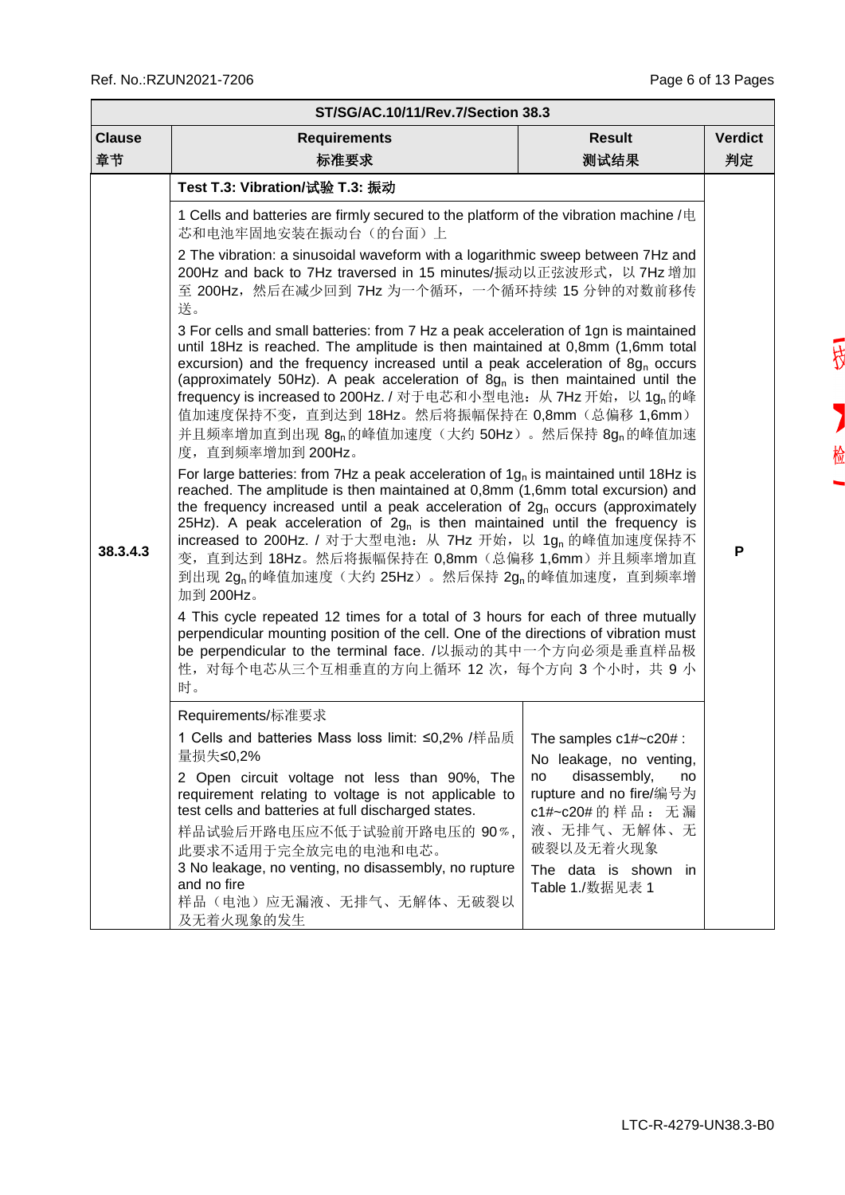| ST/SG/AC.10/11/Rev.7/Section 38.3 | | | |
|---|---|---|---|
| **Clause 章节** | **Requirements 标准要求** | **Result 测试结果** | **Verdict 判定** |
| 38.3.4.3 | **Test T.3: Vibration/试验 T.3: 振动**<br>1 Cells and batteries are firmly secured to the platform of the vibration machine /电芯和电池牢固地安装在振动台（的台面）上<br>2 The vibration: a sinusoidal waveform with a logarithmic sweep between 7Hz and 200Hz and back to 7Hz traversed in 15 minutes/振动以正弦波形式，以 7Hz 增加至 200Hz，然后在减少回到 7Hz 为一个循环，一个循环持续 15 分钟的对数前移传送。<br>3 For cells and small batteries: from 7 Hz a peak acceleration of 1gn is maintained until 18Hz is reached. The amplitude is then maintained at 0,8mm (1,6mm total excursion) and the frequency increased until a peak acceleration of 8$g_n$ occurs (approximately 50Hz). A peak acceleration of 8$g_n$ is then maintained until the frequency is increased to 200Hz. / 对于电芯和小型电池：从 7Hz 开始，以 1$g_n$ 的峰值加速度保持不变，直到达到 18Hz。然后将振幅保持在 0,8mm（总偏移 1,6mm）并且频率增加直到出现 8$g_n$ 的峰值加速度（大约 50Hz）。然后保持 8$g_n$ 的峰值加速度，直到频率增加到 200Hz。<br>For large batteries: from 7Hz a peak acceleration of 1$g_n$ is maintained until 18Hz is reached. The amplitude is then maintained at 0,8mm (1,6mm total excursion) and the frequency increased until a peak acceleration of 2$g_n$ occurs (approximately 25Hz). A peak acceleration of 2$g_n$ is then maintained until the frequency is increased to 200Hz. / 对于大型电池：从 7Hz 开始，以 1$g_n$ 的峰值加速度保持不变，直到达到 18Hz。然后将振幅保持在 0,8mm（总偏移 1,6mm）并且频率增加直到出现 2$g_n$ 的峰值加速度（大约 25Hz）。然后保持 2$g_n$ 的峰值加速度，直到频率增加到 200Hz。<br>4 This cycle repeated 12 times for a total of 3 hours for each of three mutually perpendicular mounting position of the cell. One of the directions of vibration must be perpendicular to the terminal face. /以振动的其中一个方向必须是垂直样品极性，对每个电芯从三个互相垂直的方向上循环 12 次，每个方向 3 个小时，共 9 小时。 | | P |
| | Requirements/标准要求<br>1 Cells and batteries Mass loss limit: ≤0,2% /样品质量损失≤0,2%<br>2 Open circuit voltage not less than 90%, The requirement relating to voltage is not applicable to test cells and batteries at full discharged states.<br>样品试验后开路电压应不低于试验前开路电压的 90%，此要求不适用于完全放完电的电池和电芯。<br>3 No leakage, no venting, no disassembly, no rupture and no fire<br>样品（电池）应无漏液、无排气、无解体、无破裂以及无着火现象的发生 | The samples c1#~c20# :<br>No leakage, no venting, no disassembly, no rupture and no fire/编号为 c1#~c20# 的样品：无漏液、无排气、无解体、无破裂以及无着火现象<br>The data is shown in Table 1./数据见表 1 | |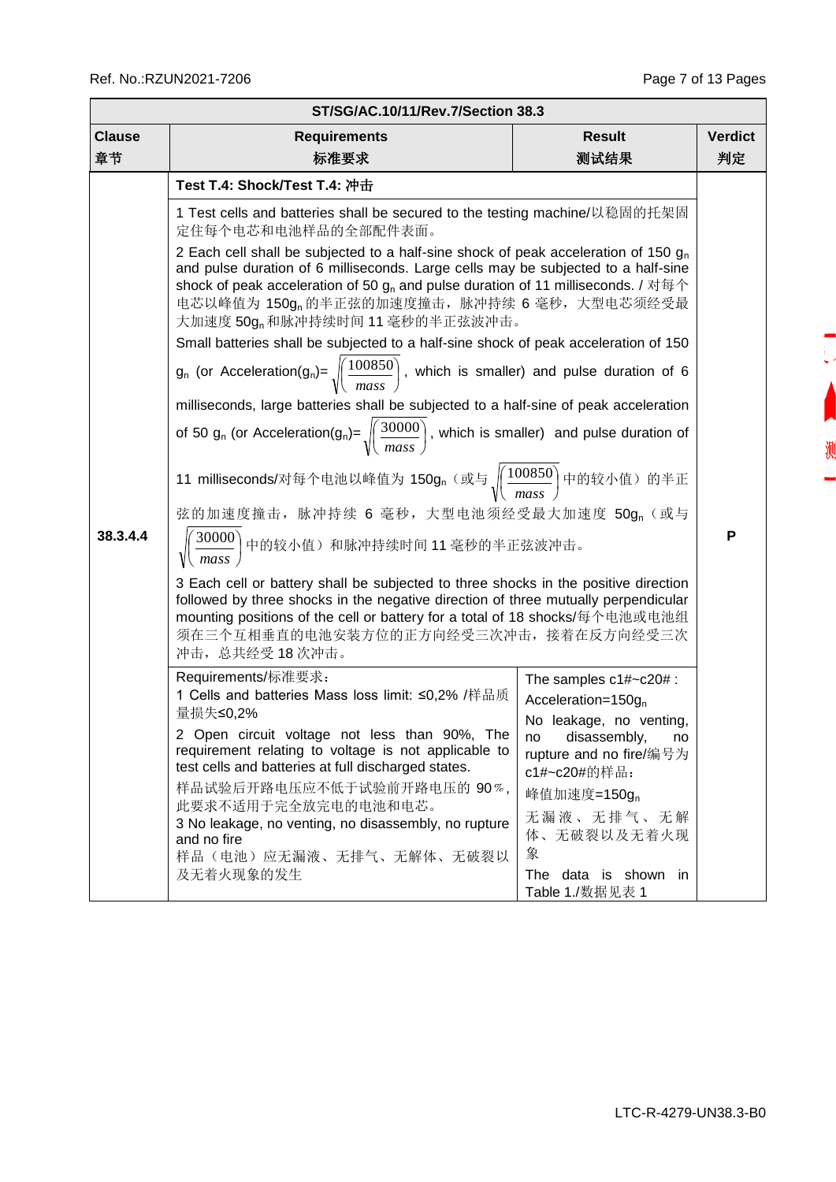Ref. No.:RZUN2021-7206

| ST/SG/AC.10/11/Rev.7/Section 38.3 | | | |
|---|---|---|---|
| **Clause 章节** | **Requirements 标准要求** | **Result 测试结果** | **Verdict 判定** |
| 38.3.4.4 | **Test T.4: Shock/Test T.4: 冲击** | | P |
| | 1 Test cells and batteries shall be secured to the testing machine/以稳固的托架固定住每个电芯和电池样品的全部配件表面。<br>2 Each cell shall be subjected to a half-sine shock of peak acceleration of 150 $g_n$ and pulse duration of 6 milliseconds. Large cells may be subjected to a half-sine shock of peak acceleration of 50 $g_n$ and pulse duration of 11 milliseconds. / 对每个电芯以峰值为 150$g_n$ 的半正弦的加速度撞击，脉冲持续 6 毫秒，大型电芯须经受最大加速度 50$g_n$ 和脉冲持续时间 11 毫秒的半正弦波冲击。<br>Small batteries shall be subjected to a half-sine shock of peak acceleration of 150 $g_n$ (or Acceleration($g_n$)= $\sqrt{\left(\frac{100850}{mass}\right)}$, which is smaller) and pulse duration of 6 milliseconds, large batteries shall be subjected to a half-sine of peak acceleration of 50 $g_n$ (or Acceleration($g_n$)= $\sqrt{\left(\frac{30000}{mass}\right)}$, which is smaller) and pulse duration of 11 milliseconds/对每个电池以峰值为 150$g_n$（或与 $\sqrt{\left(\frac{100850}{mass}\right)}$ 中的较小值）的半正弦的加速度撞击，脉冲持续 6 毫秒，大型电池须经受最大加速度 50$g_n$（或与 $\sqrt{\left(\frac{30000}{mass}\right)}$ 中的较小值）和脉冲持续时间 11 毫秒的半正弦波冲击。<br>3 Each cell or battery shall be subjected to three shocks in the positive direction followed by three shocks in the negative direction of three mutually perpendicular mounting positions of the cell or battery for a total of 18 shocks/每个电池或电池组须在三个互相垂直的电池安装方位的正方向经受三次冲击，接着在反方向经受三次冲击，总共经受 18 次冲击。 | | |
| | Requirements/标准要求：<br>1 Cells and batteries Mass loss limit: ≤0,2% /样品质量损失≤0,2%<br>2 Open circuit voltage not less than 90%, The requirement relating to voltage is not applicable to test cells and batteries at full discharged states.<br>样品试验后开路电压应不低于试验前开路电压的 90％，此要求不适用于完全放完电的电池和电芯。<br>3 No leakage, no venting, no disassembly, no rupture and no fire<br>样品（电池）应无漏液、无排气、无解体、无破裂以及无着火现象的发生 | The samples c1#~c20# :<br>Acceleration=150$g_n$<br>No leakage, no venting, no disassembly, no rupture and no fire/编号为 c1#~c20#的样品：<br>峰值加速度=150$g_n$<br>无漏液、无排气、无解体、无破裂以及无着火现象<br>The data is shown in Table 1./数据见表 1 | |

LTC-R-4279-UN38.3-B0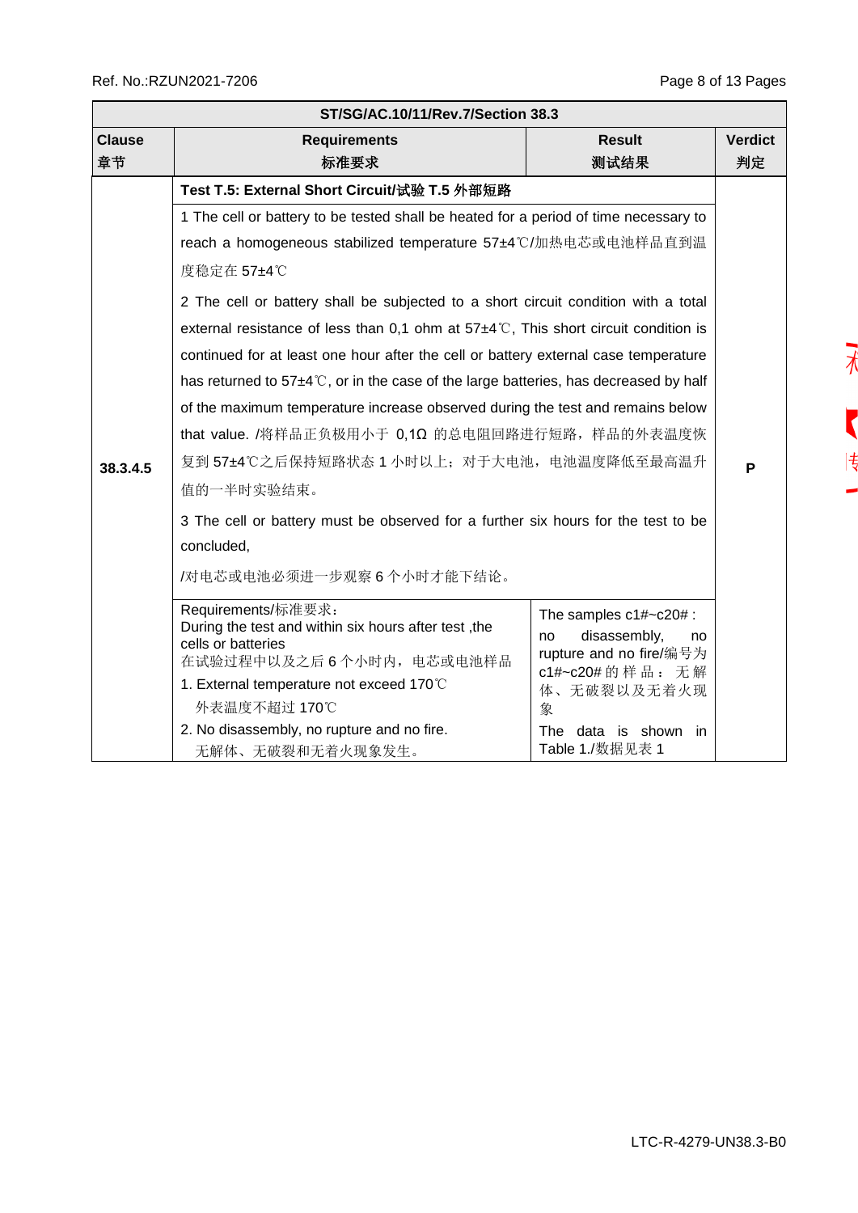| ST/SG/AC.10/11/Rev.7/Section 38.3 | | | |
|---|---|---|---|
| Clause<br>章节 | Requirements<br>标准要求 | Result<br>测试结果 | Verdict<br>判定 |
| 38.3.4.5 | **Test T.5: External Short Circuit/试验 T.5 外部短路**<br><br>1 The cell or battery to be tested shall be heated for a period of time necessary to reach a homogeneous stabilized temperature 57±4℃/加热电芯或电池样品直到温度稳定在 57±4℃<br><br>2 The cell or battery shall be subjected to a short circuit condition with a total external resistance of less than 0,1 ohm at 57±4℃, This short circuit condition is continued for at least one hour after the cell or battery external case temperature has returned to 57±4℃, or in the case of the large batteries, has decreased by half of the maximum temperature increase observed during the test and remains below that value. /将样品正负极用小于 0,1Ω 的总电阻回路进行短路，样品的外表温度恢复到 57±4℃之后保持短路状态 1 小时以上；对于大电池，电池温度降低至最高温升值的一半时实验结束。<br><br>3 The cell or battery must be observed for a further six hours for the test to be concluded,<br>/对电芯或电池必须进一步观察 6 个小时才能下结论。 | | P |
| | Requirements/标准要求：<br>During the test and within six hours after test ,the cells or batteries<br>在试验过程中以及之后 6 个小时内，电芯或电池样品<br>1. External temperature not exceed 170℃<br>外表温度不超过 170℃<br>2. No disassembly, no rupture and no fire.<br>无解体、无破裂和无着火现象发生。 | The samples c1#~c20# :<br>no disassembly, no rupture and no fire/编号为 c1#~c20# 的样品：无解体、无破裂以及无着火现象<br>The data is shown in Table 1./数据见表 1 | |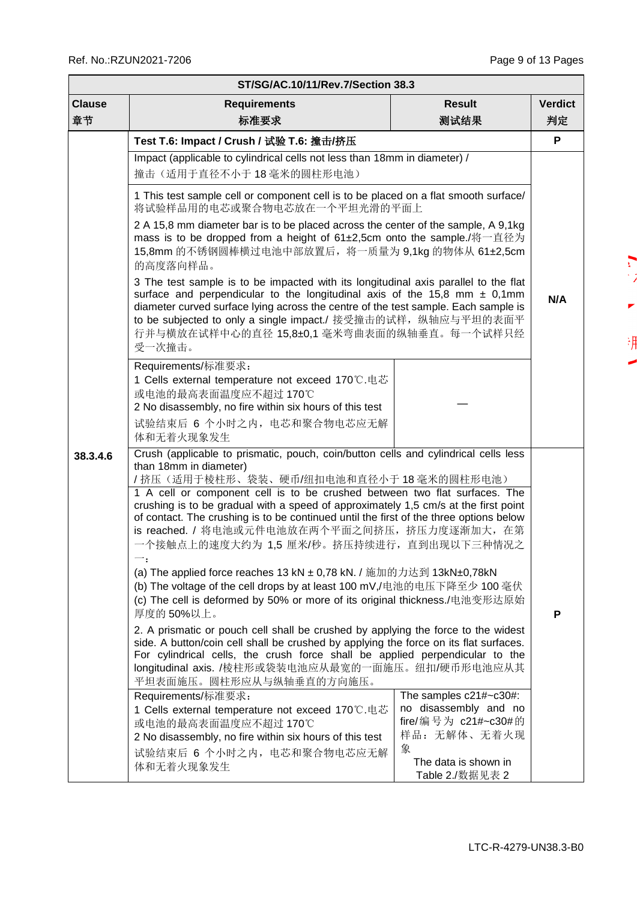Ref. No.:RZUN2021-7206

| ST/SG/AC.10/11/Rev.7/Section 38.3 | | | |
|---|---|---|---|
| **Clause 章节** | **Requirements 标准要求** | **Result 测试结果** | **Verdict 判定** |
| 38.3.4.6 | **Test T.6: Impact / Crush / 试验 T.6: 撞击/挤压** | | **P** |
| | Impact (applicable to cylindrical cells not less than 18mm in diameter) / 撞击（适用于直径不小于 18 毫米的圆柱形电池）<br>1 This test sample cell or component cell is to be placed on a flat smooth surface/ 将试验样品用的电芯或聚合物电芯放在一个平坦光滑的平面上<br>2 A 15,8 mm diameter bar is to be placed across the center of the sample, A 9,1kg mass is to be dropped from a height of 61±2,5cm onto the sample./将一直径为 15,8mm 的不锈钢圆棒横过电池中部放置后，将一质量为 9,1kg 的物体从 61±2,5cm 的高度落向样品。<br>3 The test sample is to be impacted with its longitudinal axis parallel to the flat surface and perpendicular to the longitudinal axis of the 15,8 mm ± 0,1mm diameter curved surface lying across the centre of the test sample. Each sample is to be subjected to only a single impact./ 接受撞击的试样，纵轴应与平坦的表面平行并与横放在试样中心的直径 15,8±0,1 毫米弯曲表面的纵轴垂直。每一个试样只经受一次撞击。 | | **N/A** |
| | Requirements/标准要求：<br>1 Cells external temperature not exceed 170℃.电芯或电池的最高表面温度应不超过 170℃<br>2 No disassembly, no fire within six hours of this test 试验结束后 6 个小时之内，电芯和聚合物电芯应无解体和无着火现象发生 | — | |
| | Crush (applicable to prismatic, pouch, coin/button cells and cylindrical cells less than 18mm in diameter)<br>/ 挤压（适用于棱柱形、袋装、硬币/纽扣电池和直径小于 18 毫米的圆柱形电池）<br>1 A cell or component cell is to be crushed between two flat surfaces. The crushing is to be gradual with a speed of approximately 1,5 cm/s at the first point of contact. The crushing is to be continued until the first of the three options below is reached. / 将电池或元件电池放在两个平面之间挤压，挤压力度逐渐加大，在第一个接触点上的速度大约为 1,5 厘米/秒。挤压持续进行，直到出现以下三种情况之一：<br>(a) The applied force reaches 13 kN ± 0,78 kN. / 施加的力达到 13kN±0,78kN<br>(b) The voltage of the cell drops by at least 100 mV,/电池的电压下降至少 100 毫伏<br>(c) The cell is deformed by 50% or more of its original thickness./电池变形达原始厚度的 50%以上。<br>2. A prismatic or pouch cell shall be crushed by applying the force to the widest side. A button/coin cell shall be crushed by applying the force on its flat surfaces. For cylindrical cells, the crush force shall be applied perpendicular to the longitudinal axis. /棱柱形或袋装电池应从最宽的一面施压。纽扣/硬币形电池应从其平坦表面施压。圆柱形应从与纵轴垂直的方向施压。 | | **P** |
| | Requirements/标准要求：<br>1 Cells external temperature not exceed 170℃.电芯或电池的最高表面温度应不超过 170℃<br>2 No disassembly, no fire within six hours of this test 试验结束后 6 个小时之内，电芯和聚合物电芯应无解体和无着火现象发生 | The samples c21#~c30#: no disassembly and no fire/编号为 c21#~c30#的样品：无解体、无着火现象<br>The data is shown in Table 2./数据见表 2 | |

LTC-R-4279-UN38.3-B0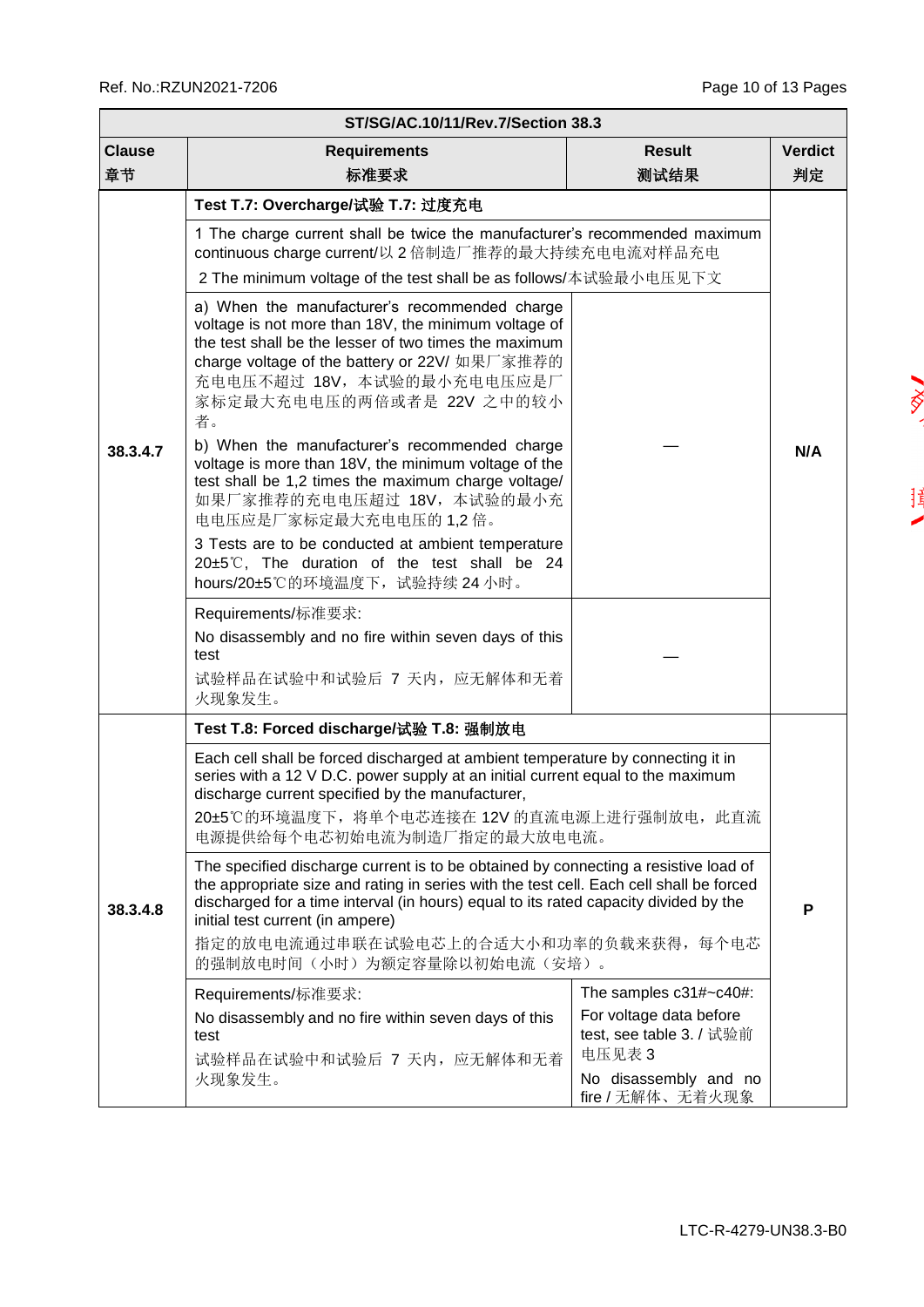| ST/SG/AC.10/11/Rev.7/Section 38.3 | | | |
|---|---|---|---|
| **Clause 章节** | **Requirements 标准要求** | **Result 测试结果** | **Verdict 判定** |
| 38.3.4.7 | **Test T.7: Overcharge/试验 T.7: 过度充电** | | N/A |
| | 1 The charge current shall be twice the manufacturer's recommended maximum continuous charge current/以 2 倍制造厂推荐的最大持续充电电流对样品充电<br>2 The minimum voltage of the test shall be as follows/本试验最小电压见下文 | | |
| | a) When the manufacturer's recommended charge voltage is not more than 18V, the minimum voltage of the test shall be the lesser of two times the maximum charge voltage of the battery or 22V/ 如果厂家推荐的充电电压不超过 18V，本试验的最小充电电压应是厂家标定最大充电电压的两倍或者是 22V 之中的较小者。<br>b) When the manufacturer's recommended charge voltage is more than 18V, the minimum voltage of the test shall be 1,2 times the maximum charge voltage/ 如果厂家推荐的充电电压超过 18V，本试验的最小充电电压应是厂家标定最大充电电压的 1,2 倍。<br>3 Tests are to be conducted at ambient temperature 20±5℃, The duration of the test shall be 24 hours/20±5℃的环境温度下，试验持续 24 小时。 | — | |
| | Requirements/标准要求:<br>No disassembly and no fire within seven days of this test<br>试验样品在试验中和试验后 7 天内，应无解体和无着火现象发生。 | — | |
| 38.3.4.8 | **Test T.8: Forced discharge/试验 T.8: 强制放电** | | P |
| | Each cell shall be forced discharged at ambient temperature by connecting it in series with a 12 V D.C. power supply at an initial current equal to the maximum discharge current specified by the manufacturer,<br>20±5℃的环境温度下，将单个电芯连接在 12V 的直流电源上进行强制放电，此直流电源提供给每个电芯初始电流为制造厂指定的最大放电电流。 | | |
| | The specified discharge current is to be obtained by connecting a resistive load of the appropriate size and rating in series with the test cell. Each cell shall be forced discharged for a time interval (in hours) equal to its rated capacity divided by the initial test current (in ampere)<br>指定的放电电流通过串联在试验电芯上的合适大小和功率的负载来获得，每个电芯的强制放电时间（小时）为额定容量除以初始电流（安培）。 | | |
| | Requirements/标准要求:<br>No disassembly and no fire within seven days of this test<br>试验样品在试验中和试验后 7 天内，应无解体和无着火现象发生。 | The samples c31#~c40#:<br>For voltage data before test, see table 3. / 试验前电压见表 3<br>No disassembly and no fire / 无解体、无着火现象 | |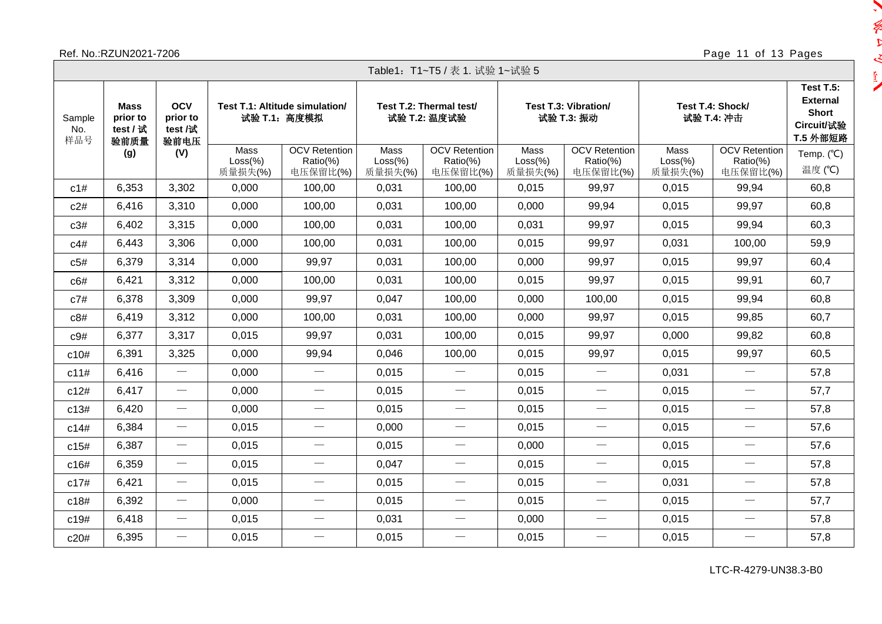Ref. No.:RZUN2021-7206

Table1：T1~T5 / 表 1. 试验 1~试验 5

| Sample No. 样品号 | Mass prior to test / 试验前质量 (g) | OCV prior to test /试验前电压 (V) | Test T.1: Altitude simulation/ 试验 T.1：高度模拟 | | Test T.2: Thermal test/ 试验 T.2: 温度试验 | | Test T.3: Vibration/ 试验 T.3: 振动 | | Test T.4: Shock/ 试验 T.4: 冲击 | | Test T.5: External Short Circuit/试验 T.5 外部短路 |
|---|---|---|---|---|---|---|---|---|---|---|---|
| | | | Mass Loss(%) 质量损失(%) | OCV Retention Ratio(%) 电压保留比(%) | Mass Loss(%) 质量损失(%) | OCV Retention Ratio(%) 电压保留比(%) | Mass Loss(%) 质量损失(%) | OCV Retention Ratio(%) 电压保留比(%) | Mass Loss(%) 质量损失(%) | OCV Retention Ratio(%) 电压保留比(%) | Temp. (℃) 温度 (℃) |
| c1# | 6,353 | 3,302 | 0,000 | 100,00 | 0,031 | 100,00 | 0,015 | 99,97 | 0,015 | 99,94 | 60,8 |
| c2# | 6,416 | 3,310 | 0,000 | 100,00 | 0,031 | 100,00 | 0,000 | 99,94 | 0,015 | 99,97 | 60,8 |
| c3# | 6,402 | 3,315 | 0,000 | 100,00 | 0,031 | 100,00 | 0,031 | 99,97 | 0,015 | 99,94 | 60,3 |
| c4# | 6,443 | 3,306 | 0,000 | 100,00 | 0,031 | 100,00 | 0,015 | 99,97 | 0,031 | 100,00 | 59,9 |
| c5# | 6,379 | 3,314 | 0,000 | 99,97 | 0,031 | 100,00 | 0,000 | 99,97 | 0,015 | 99,97 | 60,4 |
| c6# | 6,421 | 3,312 | 0,000 | 100,00 | 0,031 | 100,00 | 0,015 | 99,97 | 0,015 | 99,91 | 60,7 |
| c7# | 6,378 | 3,309 | 0,000 | 99,97 | 0,047 | 100,00 | 0,000 | 100,00 | 0,015 | 99,94 | 60,8 |
| c8# | 6,419 | 3,312 | 0,000 | 100,00 | 0,031 | 100,00 | 0,000 | 99,97 | 0,015 | 99,85 | 60,7 |
| c9# | 6,377 | 3,317 | 0,015 | 99,97 | 0,031 | 100,00 | 0,015 | 99,97 | 0,000 | 99,82 | 60,8 |
| c10# | 6,391 | 3,325 | 0,000 | 99,94 | 0,046 | 100,00 | 0,015 | 99,97 | 0,015 | 99,97 | 60,5 |
| c11# | 6,416 | — | 0,000 | — | 0,015 | — | 0,015 | — | 0,031 | — | 57,8 |
| c12# | 6,417 | — | 0,000 | — | 0,015 | — | 0,015 | — | 0,015 | — | 57,7 |
| c13# | 6,420 | — | 0,000 | — | 0,015 | — | 0,015 | — | 0,015 | — | 57,8 |
| c14# | 6,384 | — | 0,015 | — | 0,000 | — | 0,015 | — | 0,015 | — | 57,6 |
| c15# | 6,387 | — | 0,015 | — | 0,015 | — | 0,000 | — | 0,015 | — | 57,6 |
| c16# | 6,359 | — | 0,015 | — | 0,047 | — | 0,015 | — | 0,015 | — | 57,8 |
| c17# | 6,421 | — | 0,015 | — | 0,015 | — | 0,015 | — | 0,031 | — | 57,8 |
| c18# | 6,392 | — | 0,000 | — | 0,015 | — | 0,015 | — | 0,015 | — | 57,7 |
| c19# | 6,418 | — | 0,015 | — | 0,031 | — | 0,000 | — | 0,015 | — | 57,8 |
| c20# | 6,395 | — | 0,015 | — | 0,015 | — | 0,015 | — | 0,015 | — | 57,8 |

LTC-R-4279-UN38.3-B0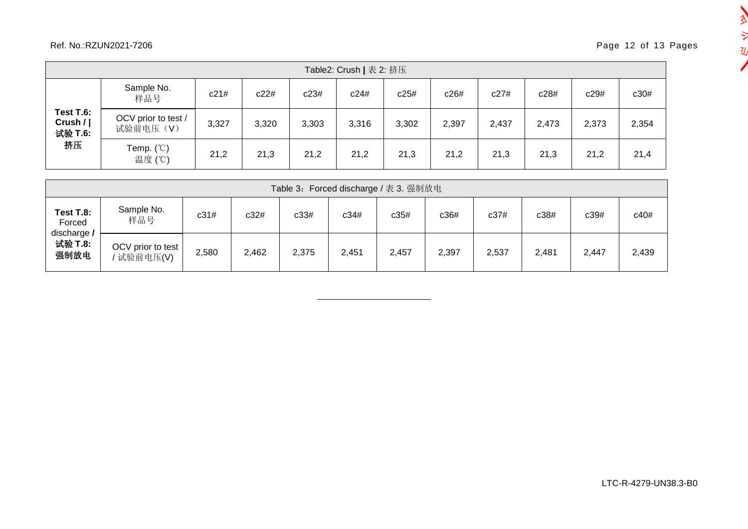| Table2: Crush **\|** 表 2: 挤压 | | | | | | | | | | | |
|---|---|---|---|---|---|---|---|---|---|---|---|
| **Test T.6: Crush / \| 试验 T.6: 挤压** | Sample No. 样品号 | c21# | c22# | c23# | c24# | c25# | c26# | c27# | c28# | c29# | c30# |
| | OCV prior to test / 试验前电压（V） | 3,327 | 3,320 | 3,303 | 3,316 | 3,302 | 2,397 | 2,437 | 2,473 | 2,373 | 2,354 |
| | Temp. (℃) 温度 (℃) | 21,2 | 21,3 | 21,2 | 21,2 | 21,3 | 21,2 | 21,3 | 21,3 | 21,2 | 21,4 |

| Table 3：Forced discharge / 表 3. 强制放电 | | | | | | | | | | | |
|---|---|---|---|---|---|---|---|---|---|---|---|
| **Test T.8:** Forced discharge **/ 试验 T.8: 强制放电** | Sample No. 样品号 | c31# | c32# | c33# | c34# | c35# | c36# | c37# | c38# | c39# | c40# |
| | OCV prior to test / 试验前电压(V) | 2,580 | 2,462 | 2,375 | 2,451 | 2,457 | 2,397 | 2,537 | 2,481 | 2,447 | 2,439 |

---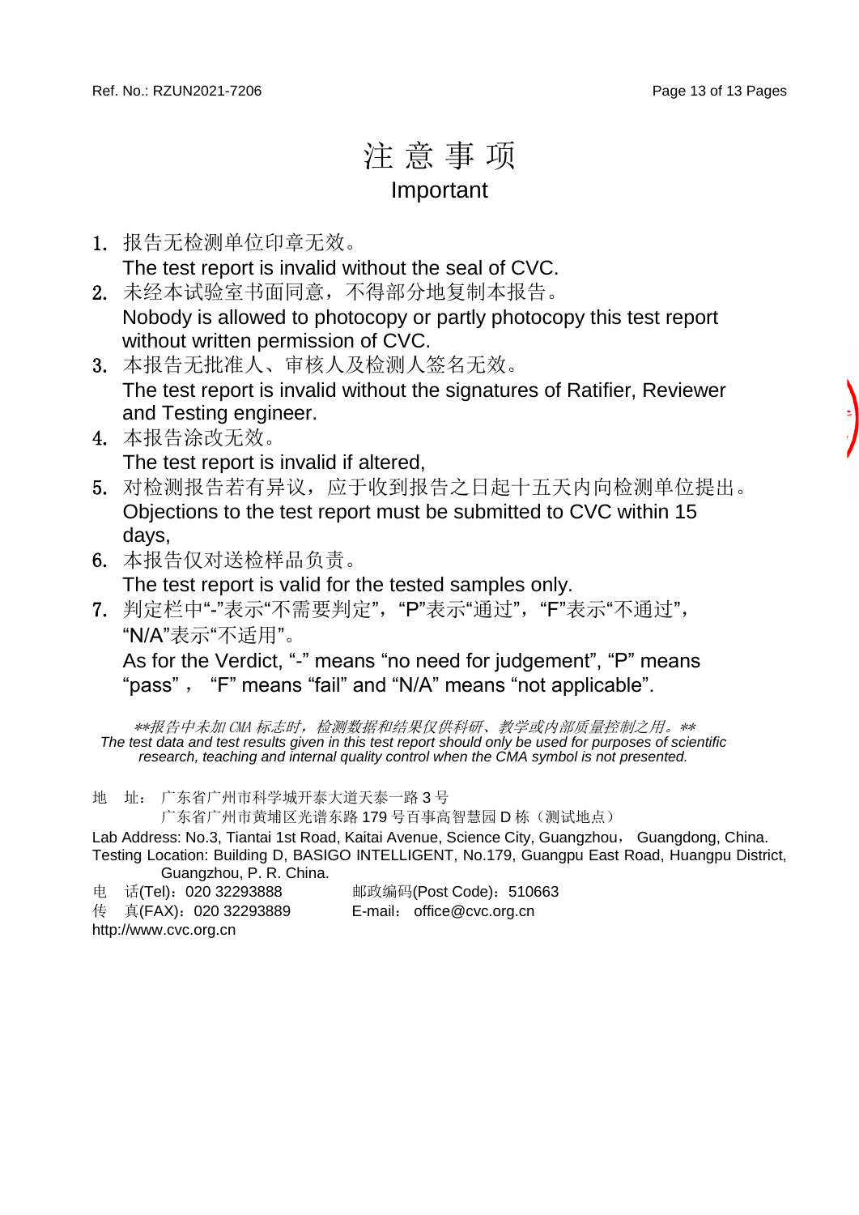# 注 意 事 项

## Important

1. 报告无检测单位印章无效。
   The test report is invalid without the seal of CVC.
2. 未经本试验室书面同意，不得部分地复制本报告。
   Nobody is allowed to photocopy or partly photocopy this test report without written permission of CVC.
3. 本报告无批准人、审核人及检测人签名无效。
   The test report is invalid without the signatures of Ratifier, Reviewer and Testing engineer.
4. 本报告涂改无效。
   The test report is invalid if altered,
5. 对检测报告若有异议，应于收到报告之日起十五天内向检测单位提出。
   Objections to the test report must be submitted to CVC within 15 days,
6. 本报告仅对送检样品负责。
   The test report is valid for the tested samples only.
7. 判定栏中“-”表示“不需要判定”，“P”表示“通过”，“F”表示“不通过”，“N/A”表示“不适用”。
   As for the Verdict, “-” means “no need for judgement”, “P” means “pass”， “F” means “fail” and “N/A” means “not applicable”.

*\*\*报告中未加 CMA 标志时，检测数据和结果仅供科研、教学或内部质量控制之用。\*\**
*The test data and test results given in this test report should only be used for purposes of scientific research, teaching and internal quality control when the CMA symbol is not presented.*

地　址： 广东省广州市科学城开泰大道天泰一路 3 号
　　　　广东省广州市黄埔区光谱东路 179 号百事高智慧园 D 栋（测试地点）
Lab Address: No.3, Tiantai 1st Road, Kaitai Avenue, Science City, Guangzhou， Guangdong, China.
Testing Location: Building D, BASIGO INTELLIGENT, No.179, Guangpu East Road, Huangpu District, Guangzhou, P. R. China.
电　话(Tel)：020 32293888　　　　邮政编码(Post Code)：510663
传　真(FAX)：020 32293889　　　　E-mail： office@cvc.org.cn
http://www.cvc.org.cn